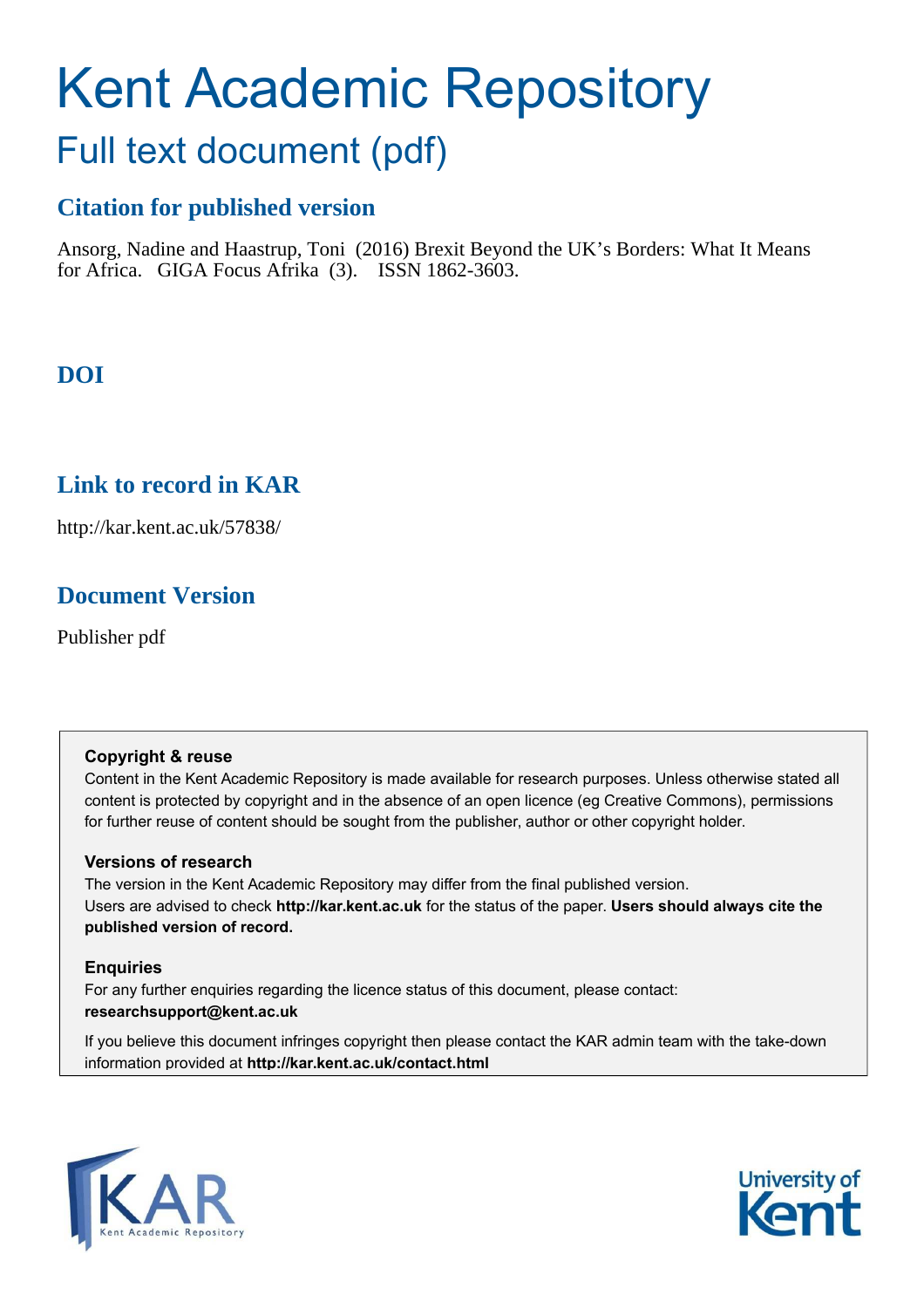# Kent Academic Repository

## Full text document (pdf)

### Citation for published version

Ansorg, Nadine and Haastrup, Toni (2016) Brexit Beyond the UK's Borders: What It Means for Africa. GIGA Focus Afrika (3). ISSN 1862-3603.

### DOI

### Link to record in KAR

http://kar.kent.ac.uk/57838/

### Document Version

Publisher pdf

**Copyright & reuse**

Content in the Kent Academic Repository is made available for research purposes. Unless otherwise stated all content is protected by copyright and in the absence of an open licence (eg Creative Commons), permissions for further reuse of content should be sought from the publisher, author or other copyright holder.

**Versions of research**

The version in the Kent Academic Repository may differ from the final published version. Users are advised to check **http://kar.kent.ac.uk** for the status of the paper. **Users should always cite the published version of record.**

**Enquiries**

For any further enquiries regarding the licence status of this document, please contact: **researchsupport@kent.ac.uk**

If you believe this document infringes copyright then please contact the KAR admin team with the take-down information provided at **http://kar.kent.ac.uk/contact.html**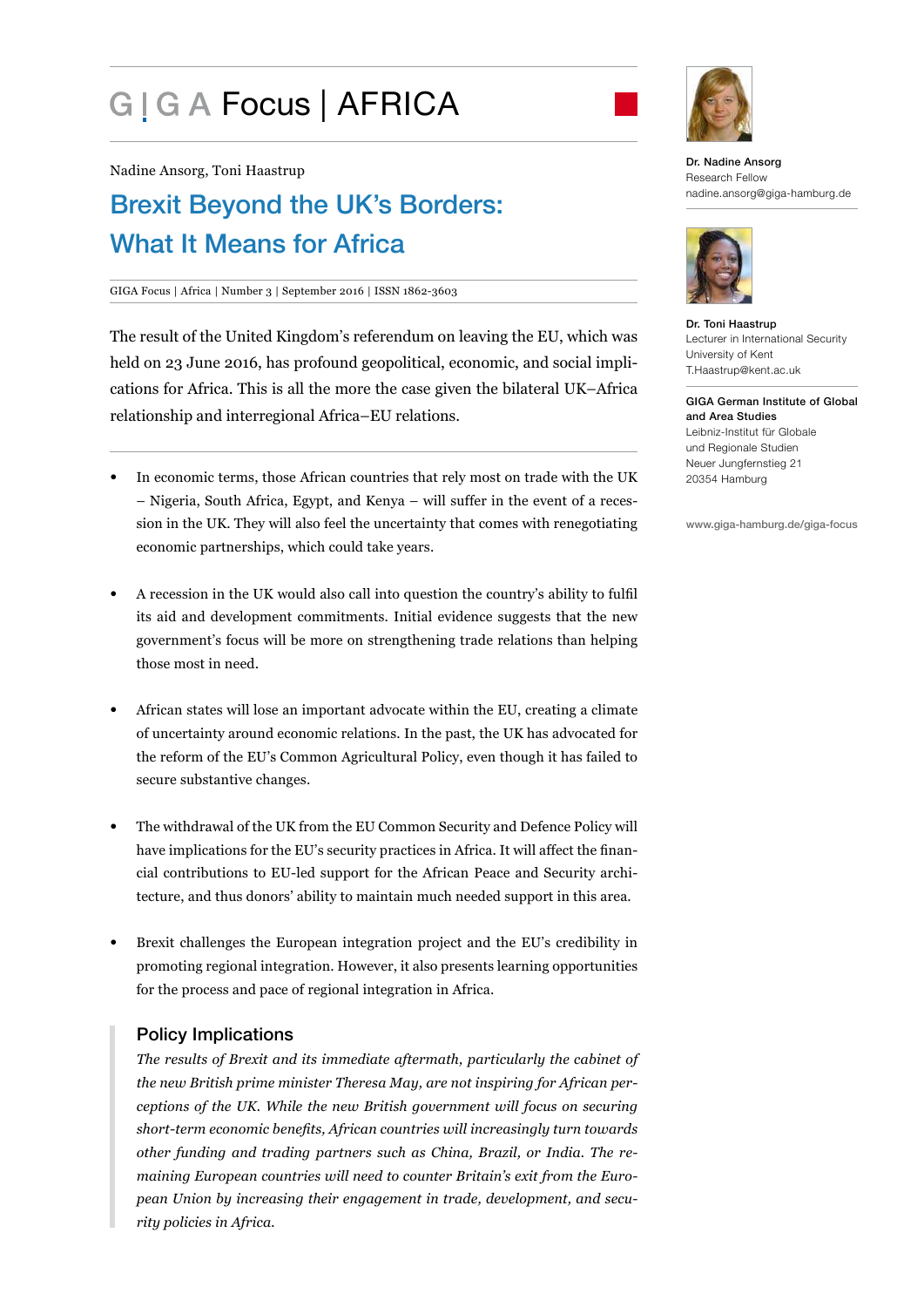# GIGA Focus | AFRICA

Nadine Ansorg, Toni Haastrup

## Brexit Beyond the UK's Borders: What It Means for Africa

GIGA Focus | Africa | Number 3 | September 2016 | ISSN 1862-3603

The result of the United Kingdom's referendum on leaving the EU, which was held on 23 June 2016, has profound geopolitical, economic, and social implications for Africa. This is all the more the case given the bilateral UK–Africa relationship and interregional Africa–EU relations.

- In economic terms, those African countries that rely most on trade with the UK – Nigeria, South Africa, Egypt, and Kenya – will suffer in the event of a recession in the UK. They will also feel the uncertainty that comes with renegotiating economic partnerships, which could take years.
- A recession in the UK would also call into question the country's ability to fulfil its aid and development commitments. Initial evidence suggests that the new government's focus will be more on strengthening trade relations than helping those most in need.
- African states will lose an important advocate within the EU, creating a climate of uncertainty around economic relations. In the past, the UK has advocated for the reform of the EU's Common Agricultural Policy, even though it has failed to secure substantive changes.
- The withdrawal of the UK from the EU Common Security and Defence Policy will have implications for the EU's security practices in Africa. It will affect the financial contributions to EU-led support for the African Peace and Security architecture, and thus donors' ability to maintain much needed support in this area.
- Brexit challenges the European integration project and the EU's credibility in promoting regional integration. However, it also presents learning opportunities for the process and pace of regional integration in Africa.

### Policy Implications

*The results of Brexit and its immediate aftermath, particularly the cabinet of the new British prime minister Theresa May, are not inspiring for African perceptions of the UK. While the new British government will focus on securing short-term economic benefits, African countries will increasingly turn towards other funding and trading partners such as China, Brazil, or India. The remaining European countries will need to counter Britain's exit from the European Union by increasing their engagement in trade, development, and security policies in Africa.*

**Dr. Nadine Ansorg**
Research Fellow
nadine.ansorg@giga-hamburg.de

**Dr. Toni Haastrup**
Lecturer in International Security
University of Kent
T.Haastrup@kent.ac.uk

**GIGA German Institute of Global and Area Studies**
Leibniz-Institut für Globale und Regionale Studien
Neuer Jungfernstieg 21
20354 Hamburg

www.giga-hamburg.de/giga-focus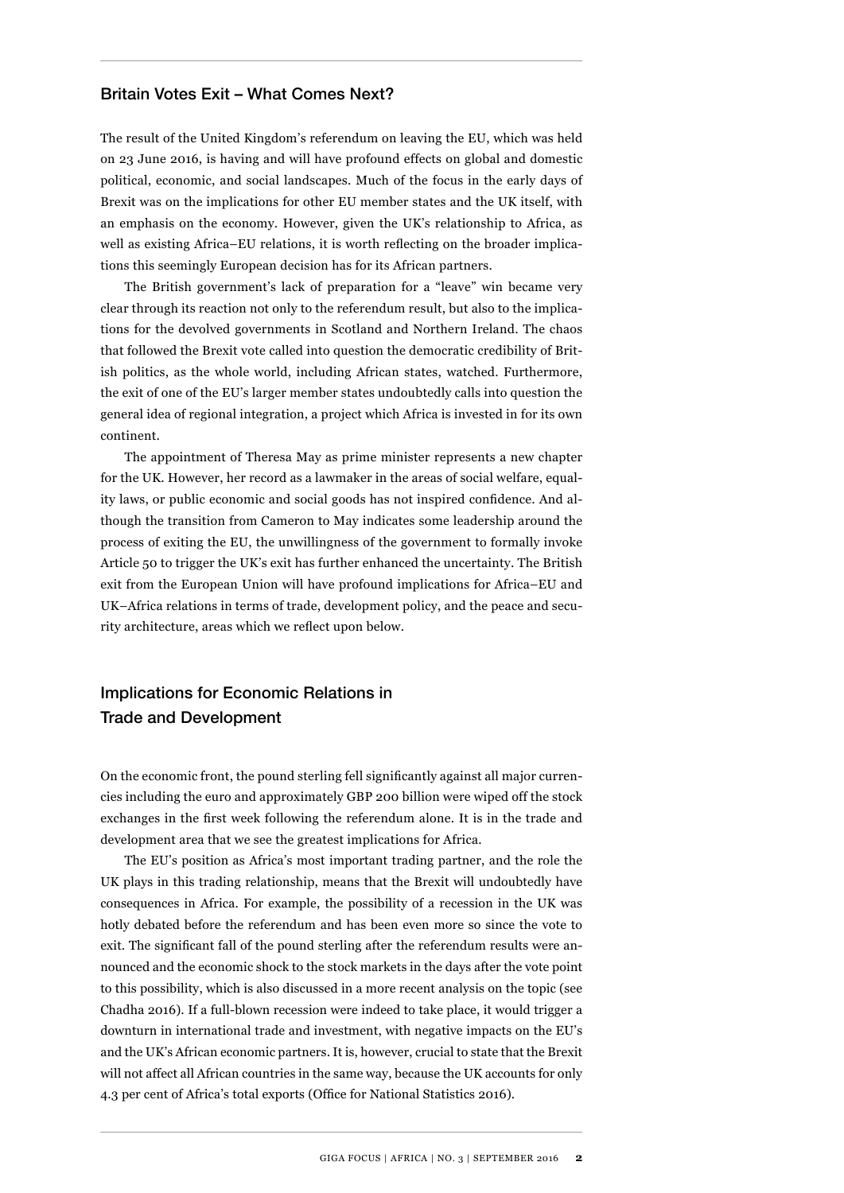## Britain Votes Exit – What Comes Next?

The result of the United Kingdom's referendum on leaving the EU, which was held on 23 June 2016, is having and will have profound effects on global and domestic political, economic, and social landscapes. Much of the focus in the early days of Brexit was on the implications for other EU member states and the UK itself, with an emphasis on the economy. However, given the UK's relationship to Africa, as well as existing Africa–EU relations, it is worth reflecting on the broader implications this seemingly European decision has for its African partners.

The British government's lack of preparation for a "leave" win became very clear through its reaction not only to the referendum result, but also to the implications for the devolved governments in Scotland and Northern Ireland. The chaos that followed the Brexit vote called into question the democratic credibility of British politics, as the whole world, including African states, watched. Furthermore, the exit of one of the EU's larger member states undoubtedly calls into question the general idea of regional integration, a project which Africa is invested in for its own continent.

The appointment of Theresa May as prime minister represents a new chapter for the UK. However, her record as a lawmaker in the areas of social welfare, equality laws, or public economic and social goods has not inspired confidence. And although the transition from Cameron to May indicates some leadership around the process of exiting the EU, the unwillingness of the government to formally invoke Article 50 to trigger the UK's exit has further enhanced the uncertainty. The British exit from the European Union will have profound implications for Africa–EU and UK–Africa relations in terms of trade, development policy, and the peace and security architecture, areas which we reflect upon below.

## Implications for Economic Relations in Trade and Development

On the economic front, the pound sterling fell significantly against all major currencies including the euro and approximately GBP 200 billion were wiped off the stock exchanges in the first week following the referendum alone. It is in the trade and development area that we see the greatest implications for Africa.

The EU's position as Africa's most important trading partner, and the role the UK plays in this trading relationship, means that the Brexit will undoubtedly have consequences in Africa. For example, the possibility of a recession in the UK was hotly debated before the referendum and has been even more so since the vote to exit. The significant fall of the pound sterling after the referendum results were announced and the economic shock to the stock markets in the days after the vote point to this possibility, which is also discussed in a more recent analysis on the topic (see Chadha 2016). If a full-blown recession were indeed to take place, it would trigger a downturn in international trade and investment, with negative impacts on the EU's and the UK's African economic partners. It is, however, crucial to state that the Brexit will not affect all African countries in the same way, because the UK accounts for only 4.3 per cent of Africa's total exports (Office for National Statistics 2016).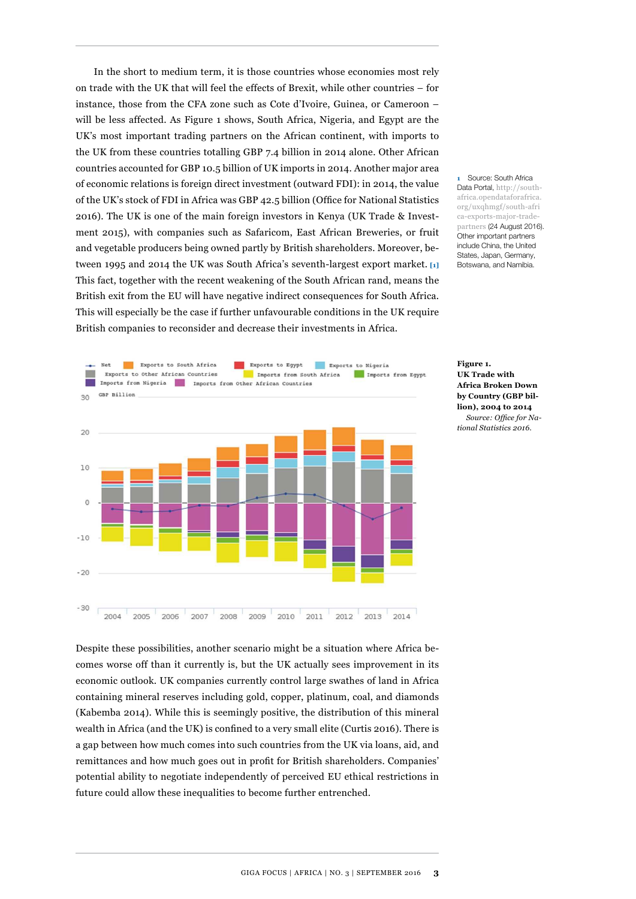In the short to medium term, it is those countries whose economies most rely on trade with the UK that will feel the effects of Brexit, while other countries – for instance, those from the CFA zone such as Cote d'Ivoire, Guinea, or Cameroon – will be less affected. As Figure 1 shows, South Africa, Nigeria, and Egypt are the UK's most important trading partners on the African continent, with imports to the UK from these countries totalling GBP 7.4 billion in 2014 alone. Other African countries accounted for GBP 10.5 billion of UK imports in 2014. Another major area of economic relations is foreign direct investment (outward FDI): in 2014, the value of the UK's stock of FDI in Africa was GBP 42.5 billion (Office for National Statistics 2016). The UK is one of the main foreign investors in Kenya (UK Trade & Investment 2015), with companies such as Safaricom, East African Breweries, or fruit and vegetable producers being owned partly by British shareholders. Moreover, between 1995 and 2014 the UK was South Africa's seventh-largest export market. [1] This fact, together with the recent weakening of the South African rand, means the British exit from the EU will have negative indirect consequences for South Africa. This will especially be the case if further unfavourable conditions in the UK require British companies to reconsider and decrease their investments in Africa.

1 Source: South Africa Data Portal, http://southafrica.opendataforafrica.org/uxqhmgf/south-africa-exports-major-trade-partners (24 August 2016). Other important partners include China, the United States, Japan, Germany, Botswana, and Namibia.

**Figure 1. UK Trade with Africa Broken Down by Country (GBP billion), 2004 to 2014**

*Source: Office for National Statistics 2016.*

Despite these possibilities, another scenario might be a situation where Africa becomes worse off than it currently is, but the UK actually sees improvement in its economic outlook. UK companies currently control large swathes of land in Africa containing mineral reserves including gold, copper, platinum, coal, and diamonds (Kabemba 2014). While this is seemingly positive, the distribution of this mineral wealth in Africa (and the UK) is confined to a very small elite (Curtis 2016). There is a gap between how much comes into such countries from the UK via loans, aid, and remittances and how much goes out in profit for British shareholders. Companies' potential ability to negotiate independently of perceived EU ethical restrictions in future could allow these inequalities to become further entrenched.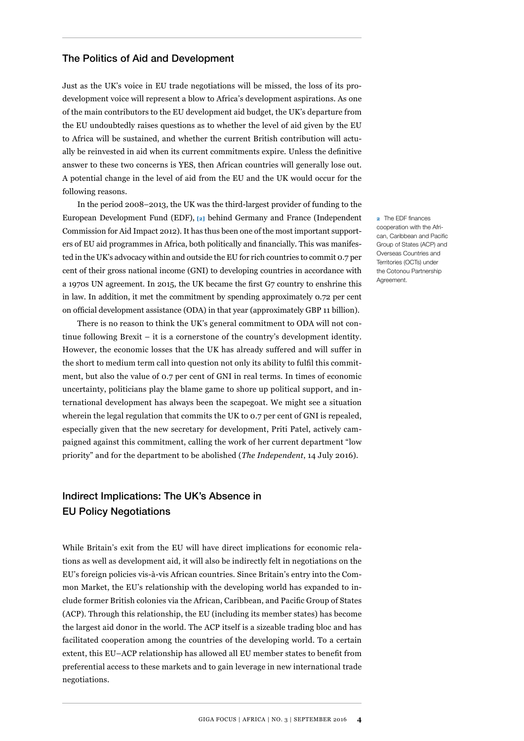## The Politics of Aid and Development

Just as the UK's voice in EU trade negotiations will be missed, the loss of its pro-development voice will represent a blow to Africa's development aspirations. As one of the main contributors to the EU development aid budget, the UK's departure from the EU undoubtedly raises questions as to whether the level of aid given by the EU to Africa will be sustained, and whether the current British contribution will actually be reinvested in aid when its current commitments expire. Unless the definitive answer to these two concerns is YES, then African countries will generally lose out. A potential change in the level of aid from the EU and the UK would occur for the following reasons.

In the period 2008–2013, the UK was the third-largest provider of funding to the European Development Fund (EDF), [2] behind Germany and France (Independent Commission for Aid Impact 2012). It has thus been one of the most important supporters of EU aid programmes in Africa, both politically and financially. This was manifested in the UK's advocacy within and outside the EU for rich countries to commit 0.7 per cent of their gross national income (GNI) to developing countries in accordance with a 1970s UN agreement. In 2015, the UK became the first G7 country to enshrine this in law. In addition, it met the commitment by spending approximately 0.72 per cent on official development assistance (ODA) in that year (approximately GBP 11 billion).

[2] The EDF finances cooperation with the African, Caribbean and Pacific Group of States (ACP) and Overseas Countries and Territories (OCTs) under the Cotonou Partnership Agreement.

There is no reason to think the UK's general commitment to ODA will not continue following Brexit – it is a cornerstone of the country's development identity. However, the economic losses that the UK has already suffered and will suffer in the short to medium term call into question not only its ability to fulfil this commitment, but also the value of 0.7 per cent of GNI in real terms. In times of economic uncertainty, politicians play the blame game to shore up political support, and international development has always been the scapegoat. We might see a situation wherein the legal regulation that commits the UK to 0.7 per cent of GNI is repealed, especially given that the new secretary for development, Priti Patel, actively campaigned against this commitment, calling the work of her current department "low priority" and for the department to be abolished (*The Independent*, 14 July 2016).

## Indirect Implications: The UK's Absence in EU Policy Negotiations

While Britain's exit from the EU will have direct implications for economic relations as well as development aid, it will also be indirectly felt in negotiations on the EU's foreign policies vis-à-vis African countries. Since Britain's entry into the Common Market, the EU's relationship with the developing world has expanded to include former British colonies via the African, Caribbean, and Pacific Group of States (ACP). Through this relationship, the EU (including its member states) has become the largest aid donor in the world. The ACP itself is a sizeable trading bloc and has facilitated cooperation among the countries of the developing world. To a certain extent, this EU–ACP relationship has allowed all EU member states to benefit from preferential access to these markets and to gain leverage in new international trade negotiations.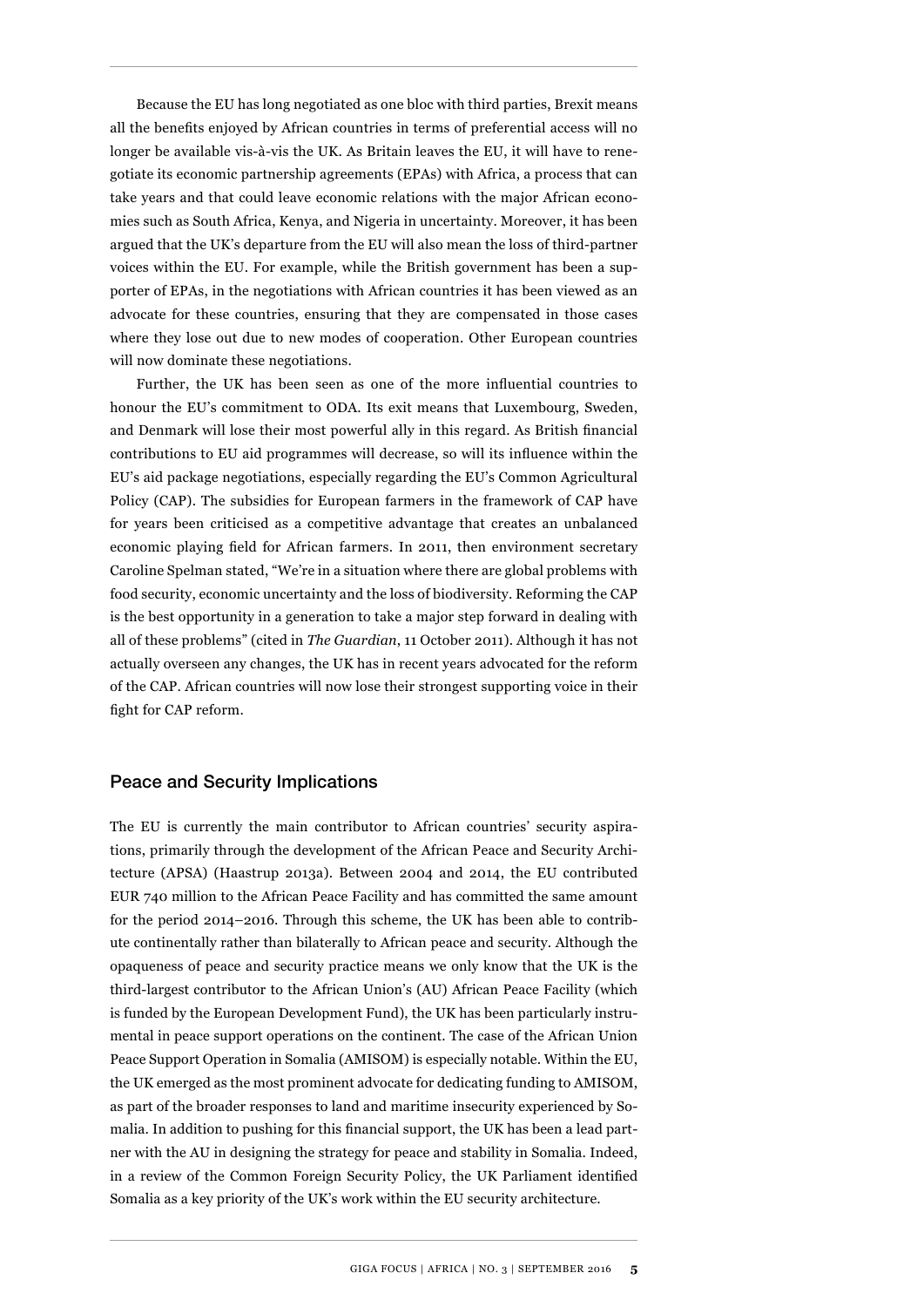Because the EU has long negotiated as one bloc with third parties, Brexit means all the benefits enjoyed by African countries in terms of preferential access will no longer be available vis-à-vis the UK. As Britain leaves the EU, it will have to renegotiate its economic partnership agreements (EPAs) with Africa, a process that can take years and that could leave economic relations with the major African economies such as South Africa, Kenya, and Nigeria in uncertainty. Moreover, it has been argued that the UK's departure from the EU will also mean the loss of third-partner voices within the EU. For example, while the British government has been a supporter of EPAs, in the negotiations with African countries it has been viewed as an advocate for these countries, ensuring that they are compensated in those cases where they lose out due to new modes of cooperation. Other European countries will now dominate these negotiations.

Further, the UK has been seen as one of the more influential countries to honour the EU's commitment to ODA. Its exit means that Luxembourg, Sweden, and Denmark will lose their most powerful ally in this regard. As British financial contributions to EU aid programmes will decrease, so will its influence within the EU's aid package negotiations, especially regarding the EU's Common Agricultural Policy (CAP). The subsidies for European farmers in the framework of CAP have for years been criticised as a competitive advantage that creates an unbalanced economic playing field for African farmers. In 2011, then environment secretary Caroline Spelman stated, "We're in a situation where there are global problems with food security, economic uncertainty and the loss of biodiversity. Reforming the CAP is the best opportunity in a generation to take a major step forward in dealing with all of these problems" (cited in *The Guardian*, 11 October 2011). Although it has not actually overseen any changes, the UK has in recent years advocated for the reform of the CAP. African countries will now lose their strongest supporting voice in their fight for CAP reform.

## Peace and Security Implications

The EU is currently the main contributor to African countries' security aspirations, primarily through the development of the African Peace and Security Architecture (APSA) (Haastrup 2013a). Between 2004 and 2014, the EU contributed EUR 740 million to the African Peace Facility and has committed the same amount for the period 2014–2016. Through this scheme, the UK has been able to contribute continentally rather than bilaterally to African peace and security. Although the opaqueness of peace and security practice means we only know that the UK is the third-largest contributor to the African Union's (AU) African Peace Facility (which is funded by the European Development Fund), the UK has been particularly instrumental in peace support operations on the continent. The case of the African Union Peace Support Operation in Somalia (AMISOM) is especially notable. Within the EU, the UK emerged as the most prominent advocate for dedicating funding to AMISOM, as part of the broader responses to land and maritime insecurity experienced by Somalia. In addition to pushing for this financial support, the UK has been a lead partner with the AU in designing the strategy for peace and stability in Somalia. Indeed, in a review of the Common Foreign Security Policy, the UK Parliament identified Somalia as a key priority of the UK's work within the EU security architecture.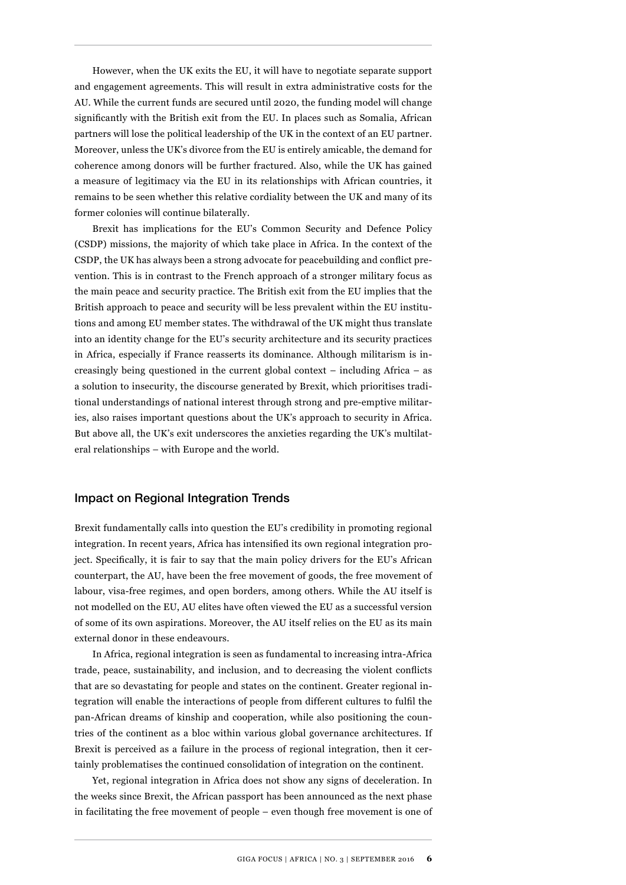However, when the UK exits the EU, it will have to negotiate separate support and engagement agreements. This will result in extra administrative costs for the AU. While the current funds are secured until 2020, the funding model will change significantly with the British exit from the EU. In places such as Somalia, African partners will lose the political leadership of the UK in the context of an EU partner. Moreover, unless the UK's divorce from the EU is entirely amicable, the demand for coherence among donors will be further fractured. Also, while the UK has gained a measure of legitimacy via the EU in its relationships with African countries, it remains to be seen whether this relative cordiality between the UK and many of its former colonies will continue bilaterally.

Brexit has implications for the EU's Common Security and Defence Policy (CSDP) missions, the majority of which take place in Africa. In the context of the CSDP, the UK has always been a strong advocate for peacebuilding and conflict prevention. This is in contrast to the French approach of a stronger military focus as the main peace and security practice. The British exit from the EU implies that the British approach to peace and security will be less prevalent within the EU institutions and among EU member states. The withdrawal of the UK might thus translate into an identity change for the EU's security architecture and its security practices in Africa, especially if France reasserts its dominance. Although militarism is increasingly being questioned in the current global context – including Africa – as a solution to insecurity, the discourse generated by Brexit, which prioritises traditional understandings of national interest through strong and pre-emptive militaries, also raises important questions about the UK's approach to security in Africa. But above all, the UK's exit underscores the anxieties regarding the UK's multilateral relationships – with Europe and the world.

## Impact on Regional Integration Trends

Brexit fundamentally calls into question the EU's credibility in promoting regional integration. In recent years, Africa has intensified its own regional integration project. Specifically, it is fair to say that the main policy drivers for the EU's African counterpart, the AU, have been the free movement of goods, the free movement of labour, visa-free regimes, and open borders, among others. While the AU itself is not modelled on the EU, AU elites have often viewed the EU as a successful version of some of its own aspirations. Moreover, the AU itself relies on the EU as its main external donor in these endeavours.

In Africa, regional integration is seen as fundamental to increasing intra-Africa trade, peace, sustainability, and inclusion, and to decreasing the violent conflicts that are so devastating for people and states on the continent. Greater regional integration will enable the interactions of people from different cultures to fulfil the pan-African dreams of kinship and cooperation, while also positioning the countries of the continent as a bloc within various global governance architectures. If Brexit is perceived as a failure in the process of regional integration, then it certainly problematises the continued consolidation of integration on the continent.

Yet, regional integration in Africa does not show any signs of deceleration. In the weeks since Brexit, the African passport has been announced as the next phase in facilitating the free movement of people – even though free movement is one of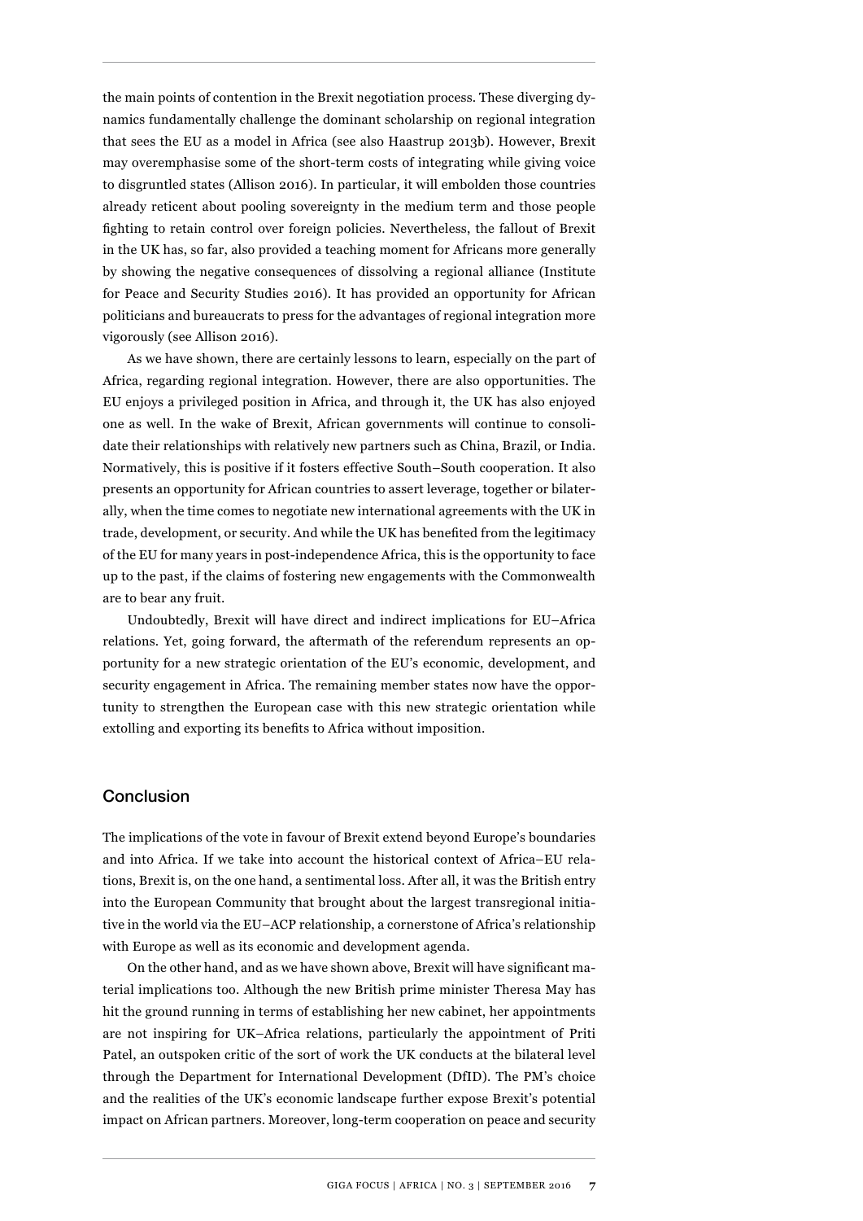the main points of contention in the Brexit negotiation process. These diverging dynamics fundamentally challenge the dominant scholarship on regional integration that sees the EU as a model in Africa (see also Haastrup 2013b). However, Brexit may overemphasise some of the short-term costs of integrating while giving voice to disgruntled states (Allison 2016). In particular, it will embolden those countries already reticent about pooling sovereignty in the medium term and those people fighting to retain control over foreign policies. Nevertheless, the fallout of Brexit in the UK has, so far, also provided a teaching moment for Africans more generally by showing the negative consequences of dissolving a regional alliance (Institute for Peace and Security Studies 2016). It has provided an opportunity for African politicians and bureaucrats to press for the advantages of regional integration more vigorously (see Allison 2016).

As we have shown, there are certainly lessons to learn, especially on the part of Africa, regarding regional integration. However, there are also opportunities. The EU enjoys a privileged position in Africa, and through it, the UK has also enjoyed one as well. In the wake of Brexit, African governments will continue to consolidate their relationships with relatively new partners such as China, Brazil, or India. Normatively, this is positive if it fosters effective South–South cooperation. It also presents an opportunity for African countries to assert leverage, together or bilaterally, when the time comes to negotiate new international agreements with the UK in trade, development, or security. And while the UK has benefited from the legitimacy of the EU for many years in post-independence Africa, this is the opportunity to face up to the past, if the claims of fostering new engagements with the Commonwealth are to bear any fruit.

Undoubtedly, Brexit will have direct and indirect implications for EU–Africa relations. Yet, going forward, the aftermath of the referendum represents an opportunity for a new strategic orientation of the EU's economic, development, and security engagement in Africa. The remaining member states now have the opportunity to strengthen the European case with this new strategic orientation while extolling and exporting its benefits to Africa without imposition.

## Conclusion

The implications of the vote in favour of Brexit extend beyond Europe's boundaries and into Africa. If we take into account the historical context of Africa–EU relations, Brexit is, on the one hand, a sentimental loss. After all, it was the British entry into the European Community that brought about the largest transregional initiative in the world via the EU–ACP relationship, a cornerstone of Africa's relationship with Europe as well as its economic and development agenda.

On the other hand, and as we have shown above, Brexit will have significant material implications too. Although the new British prime minister Theresa May has hit the ground running in terms of establishing her new cabinet, her appointments are not inspiring for UK–Africa relations, particularly the appointment of Priti Patel, an outspoken critic of the sort of work the UK conducts at the bilateral level through the Department for International Development (DfID). The PM's choice and the realities of the UK's economic landscape further expose Brexit's potential impact on African partners. Moreover, long-term cooperation on peace and security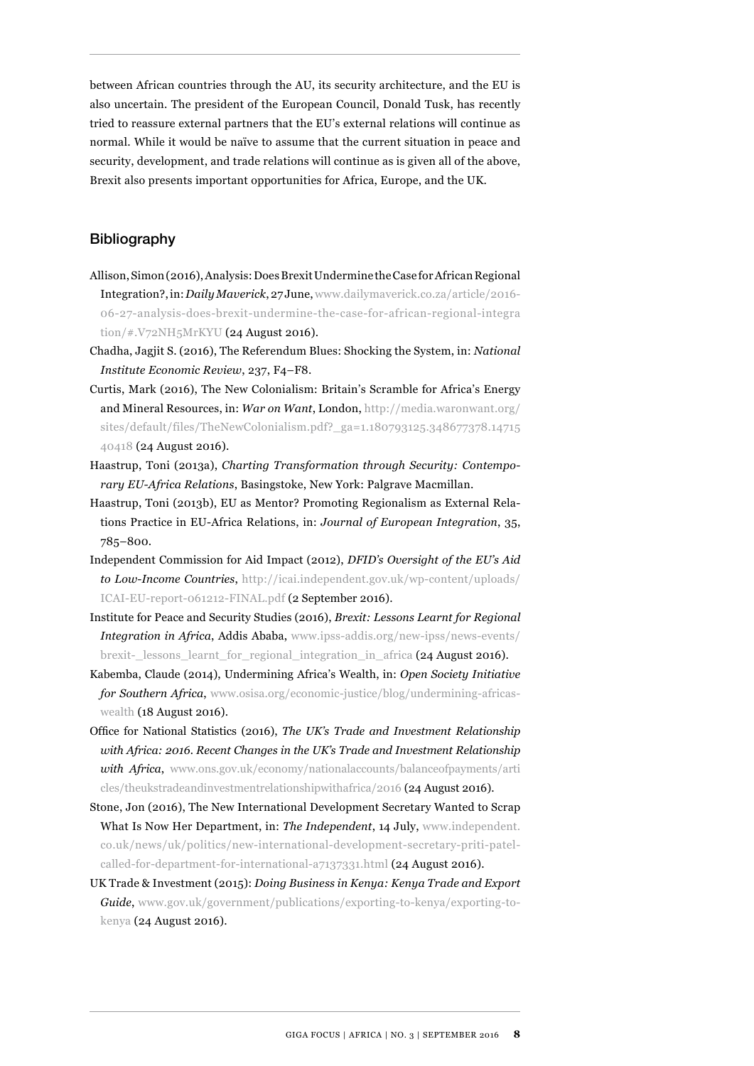between African countries through the AU, its security architecture, and the EU is also uncertain. The president of the European Council, Donald Tusk, has recently tried to reassure external partners that the EU's external relations will continue as normal. While it would be naïve to assume that the current situation in peace and security, development, and trade relations will continue as is given all of the above, Brexit also presents important opportunities for Africa, Europe, and the UK.

## Bibliography

Allison, Simon (2016), Analysis: Does Brexit Undermine the Case for African Regional Integration?, in: *Daily Maverick*, 27 June, www.dailymaverick.co.za/article/2016-06-27-analysis-does-brexit-undermine-the-case-for-african-regional-integration/#.V72NH5MrKYU (24 August 2016).

Chadha, Jagjit S. (2016), The Referendum Blues: Shocking the System, in: *National Institute Economic Review*, 237, F4–F8.

Curtis, Mark (2016), The New Colonialism: Britain's Scramble for Africa's Energy and Mineral Resources, in: *War on Want*, London, http://media.waronwant.org/sites/default/files/TheNewColonialism.pdf?_ga=1.180793125.348677378.1471540418 (24 August 2016).

Haastrup, Toni (2013a), *Charting Transformation through Security: Contemporary EU-Africa Relations*, Basingstoke, New York: Palgrave Macmillan.

Haastrup, Toni (2013b), EU as Mentor? Promoting Regionalism as External Relations Practice in EU-Africa Relations, in: *Journal of European Integration*, 35, 785–800.

Independent Commission for Aid Impact (2012), *DFID's Oversight of the EU's Aid to Low-Income Countries*, http://icai.independent.gov.uk/wp-content/uploads/ICAI-EU-report-061212-FINAL.pdf (2 September 2016).

Institute for Peace and Security Studies (2016), *Brexit: Lessons Learnt for Regional Integration in Africa*, Addis Ababa, www.ipss-addis.org/new-ipss/news-events/brexit-_lessons_learnt_for_regional_integration_in_africa (24 August 2016).

Kabemba, Claude (2014), Undermining Africa's Wealth, in: *Open Society Initiative for Southern Africa*, www.osisa.org/economic-justice/blog/undermining-africas-wealth (18 August 2016).

Office for National Statistics (2016), *The UK's Trade and Investment Relationship with Africa: 2016. Recent Changes in the UK's Trade and Investment Relationship with Africa*, www.ons.gov.uk/economy/nationalaccounts/balanceofpayments/articles/theukstradeandinvestmentrelationshipwithafrica/2016 (24 August 2016).

Stone, Jon (2016), The New International Development Secretary Wanted to Scrap What Is Now Her Department, in: *The Independent*, 14 July, www.independent.co.uk/news/uk/politics/new-international-development-secretary-priti-patel-called-for-department-for-international-a7137331.html (24 August 2016).

UK Trade & Investment (2015): *Doing Business in Kenya: Kenya Trade and Export Guide*, www.gov.uk/government/publications/exporting-to-kenya/exporting-to-kenya (24 August 2016).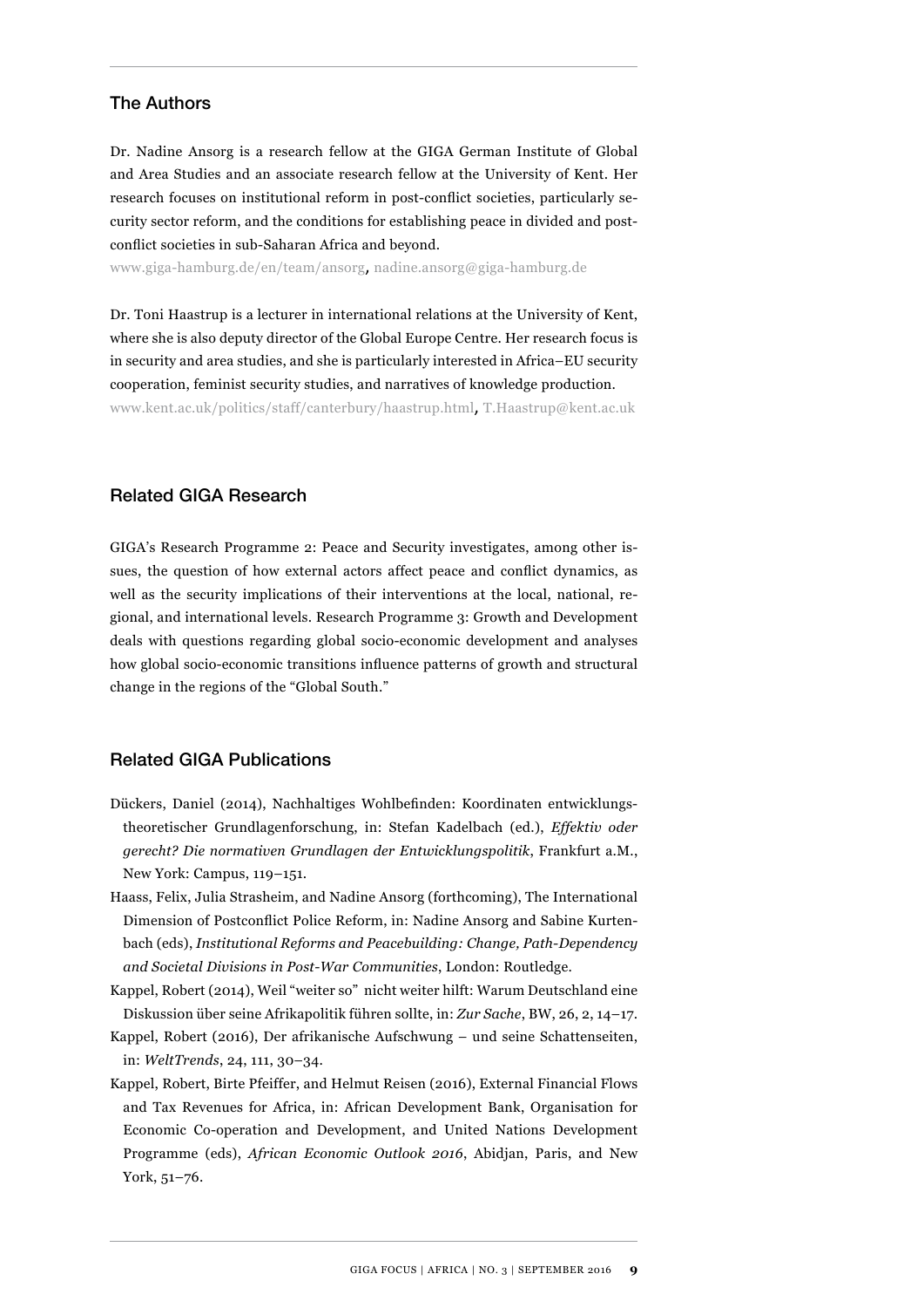## The Authors

Dr. Nadine Ansorg is a research fellow at the GIGA German Institute of Global and Area Studies and an associate research fellow at the University of Kent. Her research focuses on institutional reform in post-conflict societies, particularly security sector reform, and the conditions for establishing peace in divided and post-conflict societies in sub-Saharan Africa and beyond.

www.giga-hamburg.de/en/team/ansorg, nadine.ansorg@giga-hamburg.de

Dr. Toni Haastrup is a lecturer in international relations at the University of Kent, where she is also deputy director of the Global Europe Centre. Her research focus is in security and area studies, and she is particularly interested in Africa–EU security cooperation, feminist security studies, and narratives of knowledge production.

www.kent.ac.uk/politics/staff/canterbury/haastrup.html, T.Haastrup@kent.ac.uk

## Related GIGA Research

GIGA's Research Programme 2: Peace and Security investigates, among other issues, the question of how external actors affect peace and conflict dynamics, as well as the security implications of their interventions at the local, national, regional, and international levels. Research Programme 3: Growth and Development deals with questions regarding global socio-economic development and analyses how global socio-economic transitions influence patterns of growth and structural change in the regions of the "Global South."

## Related GIGA Publications

Dückers, Daniel (2014), Nachhaltiges Wohlbefinden: Koordinaten entwicklungstheoretischer Grundlagenforschung, in: Stefan Kadelbach (ed.), *Effektiv oder gerecht? Die normativen Grundlagen der Entwicklungspolitik*, Frankfurt a.M., New York: Campus, 119–151.

Haass, Felix, Julia Strasheim, and Nadine Ansorg (forthcoming), The International Dimension of Postconflict Police Reform, in: Nadine Ansorg and Sabine Kurtenbach (eds), *Institutional Reforms and Peacebuilding: Change, Path-Dependency and Societal Divisions in Post-War Communities*, London: Routledge.

Kappel, Robert (2014), Weil "weiter so" nicht weiter hilft: Warum Deutschland eine Diskussion über seine Afrikapolitik führen sollte, in: *Zur Sache*, BW, 26, 2, 14–17.

Kappel, Robert (2016), Der afrikanische Aufschwung – und seine Schattenseiten, in: *WeltTrends*, 24, 111, 30–34.

Kappel, Robert, Birte Pfeiffer, and Helmut Reisen (2016), External Financial Flows and Tax Revenues for Africa, in: African Development Bank, Organisation for Economic Co-operation and Development, and United Nations Development Programme (eds), *African Economic Outlook 2016*, Abidjan, Paris, and New York, 51–76.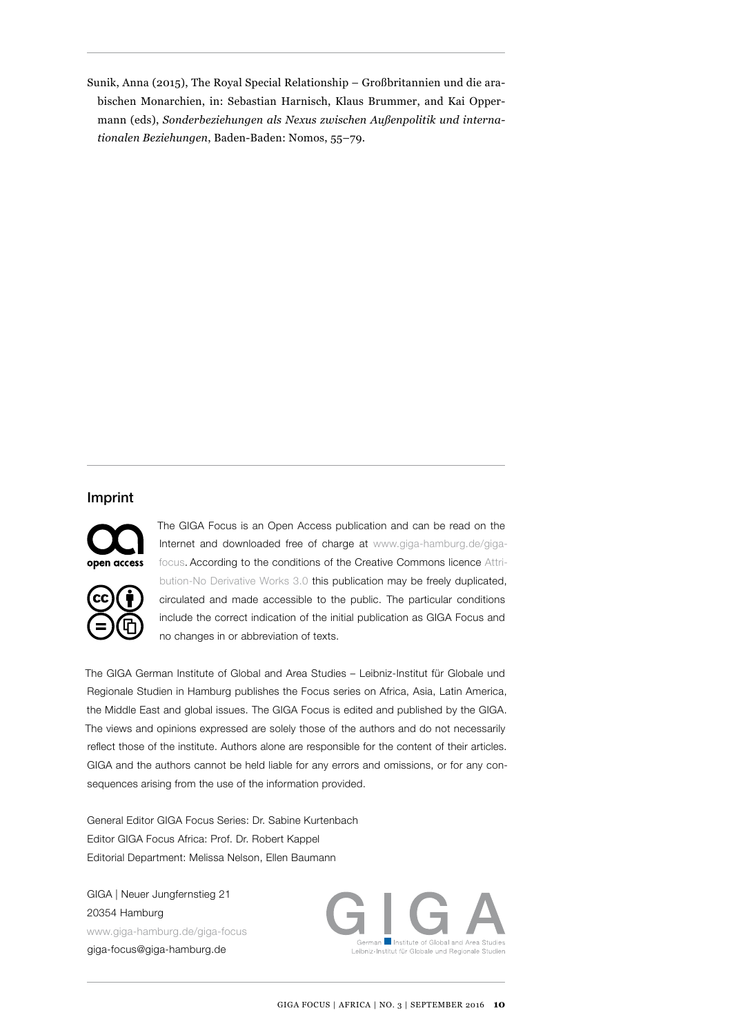Sunik, Anna (2015), The Royal Special Relationship – Großbritannien und die arabischen Monarchien, in: Sebastian Harnisch, Klaus Brummer, and Kai Oppermann (eds), *Sonderbeziehungen als Nexus zwischen Außenpolitik und internationalen Beziehungen*, Baden-Baden: Nomos, 55–79.

## Imprint

The GIGA Focus is an Open Access publication and can be read on the Internet and downloaded free of charge at www.giga-hamburg.de/giga-focus. According to the conditions of the Creative Commons licence Attribution-No Derivative Works 3.0 this publication may be freely duplicated, circulated and made accessible to the public. The particular conditions include the correct indication of the initial publication as GIGA Focus and no changes in or abbreviation of texts.

The GIGA German Institute of Global and Area Studies – Leibniz-Institut für Globale und Regionale Studien in Hamburg publishes the Focus series on Africa, Asia, Latin America, the Middle East and global issues. The GIGA Focus is edited and published by the GIGA. The views and opinions expressed are solely those of the authors and do not necessarily reflect those of the institute. Authors alone are responsible for the content of their articles. GIGA and the authors cannot be held liable for any errors and omissions, or for any consequences arising from the use of the information provided.

General Editor GIGA Focus Series: Dr. Sabine Kurtenbach
Editor GIGA Focus Africa: Prof. Dr. Robert Kappel
Editorial Department: Melissa Nelson, Ellen Baumann

GIGA | Neuer Jungfernstieg 21
20354 Hamburg
www.giga-hamburg.de/giga-focus
giga-focus@giga-hamburg.de